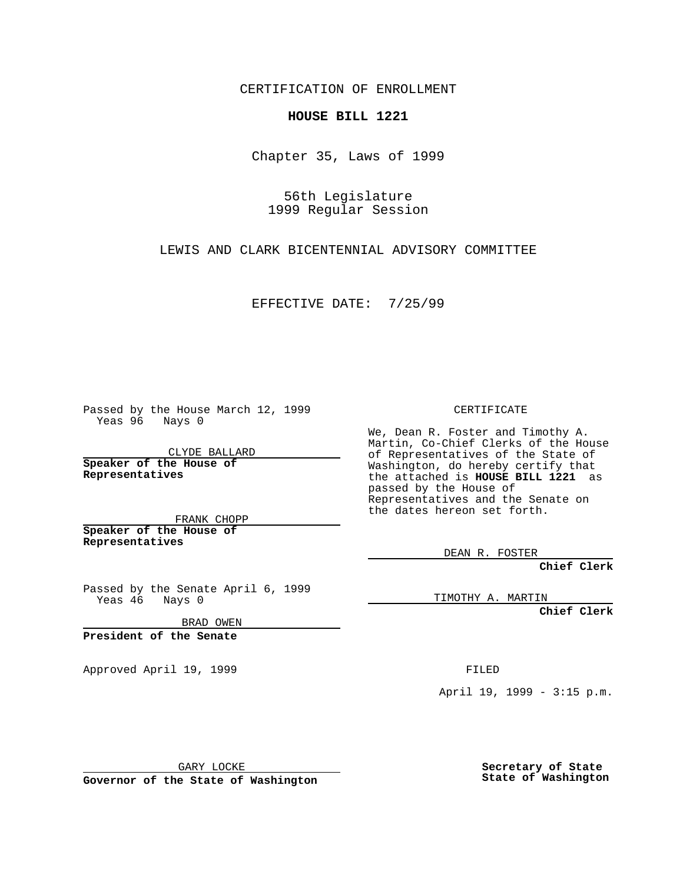CERTIFICATION OF ENROLLMENT

**HOUSE BILL 1221**

Chapter 35, Laws of 1999

56th Legislature
1999 Regular Session

LEWIS AND CLARK BICENTENNIAL ADVISORY COMMITTEE

EFFECTIVE DATE: 7/25/99

Passed by the House March 12, 1999
Yeas 96 Nays 0

CLYDE BALLARD

**Speaker of the House of Representatives**

FRANK CHOPP

**Speaker of the House of Representatives**

Passed by the Senate April 6, 1999
Yeas 46 Nays 0

BRAD OWEN

**President of the Senate**

Approved April 19, 1999

GARY LOCKE

**Governor of the State of Washington**

CERTIFICATE

We, Dean R. Foster and Timothy A. Martin, Co-Chief Clerks of the House of Representatives of the State of Washington, do hereby certify that the attached is **HOUSE BILL 1221** as passed by the House of Representatives and the Senate on the dates hereon set forth.

DEAN R. FOSTER

**Chief Clerk**

TIMOTHY A. MARTIN

**Chief Clerk**

FILED

April 19, 1999 - 3:15 p.m.

**Secretary of State**
**State of Washington**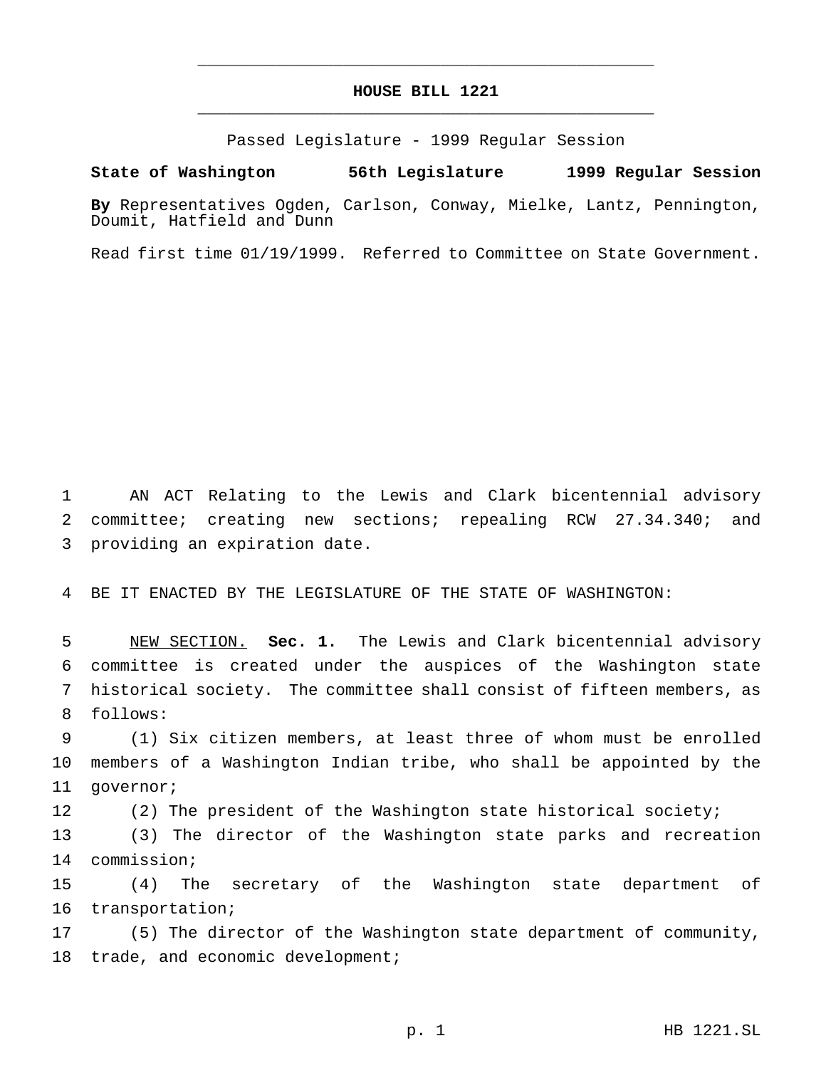# HOUSE BILL 1221

Passed Legislature - 1999 Regular Session

**State of Washington 56th Legislature 1999 Regular Session**

**By** Representatives Ogden, Carlson, Conway, Mielke, Lantz, Pennington, Doumit, Hatfield and Dunn

Read first time 01/19/1999. Referred to Committee on State Government.

AN ACT Relating to the Lewis and Clark bicentennial advisory committee; creating new sections; repealing RCW 27.34.340; and providing an expiration date.

BE IT ENACTED BY THE LEGISLATURE OF THE STATE OF WASHINGTON:

NEW SECTION. **Sec. 1.** The Lewis and Clark bicentennial advisory committee is created under the auspices of the Washington state historical society. The committee shall consist of fifteen members, as follows:

(1) Six citizen members, at least three of whom must be enrolled members of a Washington Indian tribe, who shall be appointed by the governor;

(2) The president of the Washington state historical society;

(3) The director of the Washington state parks and recreation commission;

(4) The secretary of the Washington state department of transportation;

(5) The director of the Washington state department of community, trade, and economic development;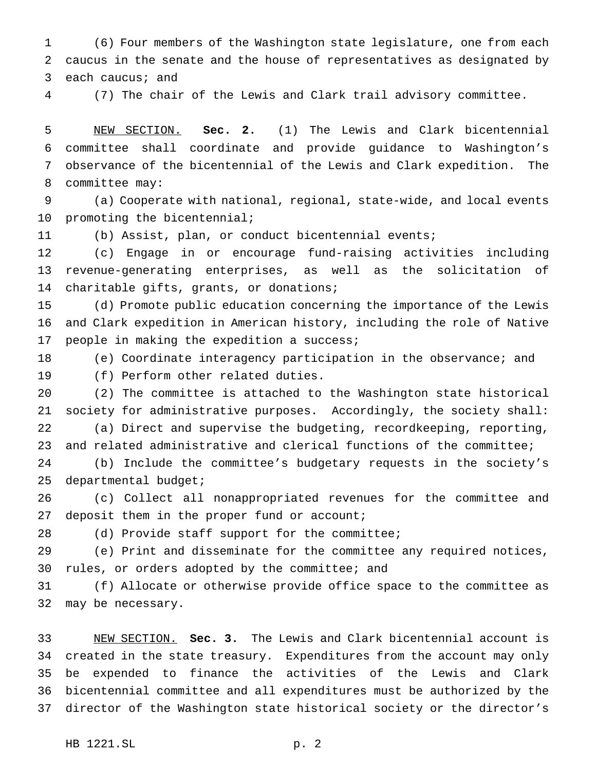(6) Four members of the Washington state legislature, one from each caucus in the senate and the house of representatives as designated by each caucus; and

(7) The chair of the Lewis and Clark trail advisory committee.

NEW SECTION. **Sec. 2.** (1) The Lewis and Clark bicentennial committee shall coordinate and provide guidance to Washington's observance of the bicentennial of the Lewis and Clark expedition. The committee may:

(a) Cooperate with national, regional, state-wide, and local events promoting the bicentennial;

(b) Assist, plan, or conduct bicentennial events;

(c) Engage in or encourage fund-raising activities including revenue-generating enterprises, as well as the solicitation of charitable gifts, grants, or donations;

(d) Promote public education concerning the importance of the Lewis and Clark expedition in American history, including the role of Native people in making the expedition a success;

(e) Coordinate interagency participation in the observance; and

(f) Perform other related duties.

(2) The committee is attached to the Washington state historical society for administrative purposes. Accordingly, the society shall:

(a) Direct and supervise the budgeting, recordkeeping, reporting, and related administrative and clerical functions of the committee;

(b) Include the committee's budgetary requests in the society's departmental budget;

(c) Collect all nonappropriated revenues for the committee and deposit them in the proper fund or account;

(d) Provide staff support for the committee;

(e) Print and disseminate for the committee any required notices, rules, or orders adopted by the committee; and

(f) Allocate or otherwise provide office space to the committee as may be necessary.

NEW SECTION. **Sec. 3.** The Lewis and Clark bicentennial account is created in the state treasury. Expenditures from the account may only be expended to finance the activities of the Lewis and Clark bicentennial committee and all expenditures must be authorized by the director of the Washington state historical society or the director's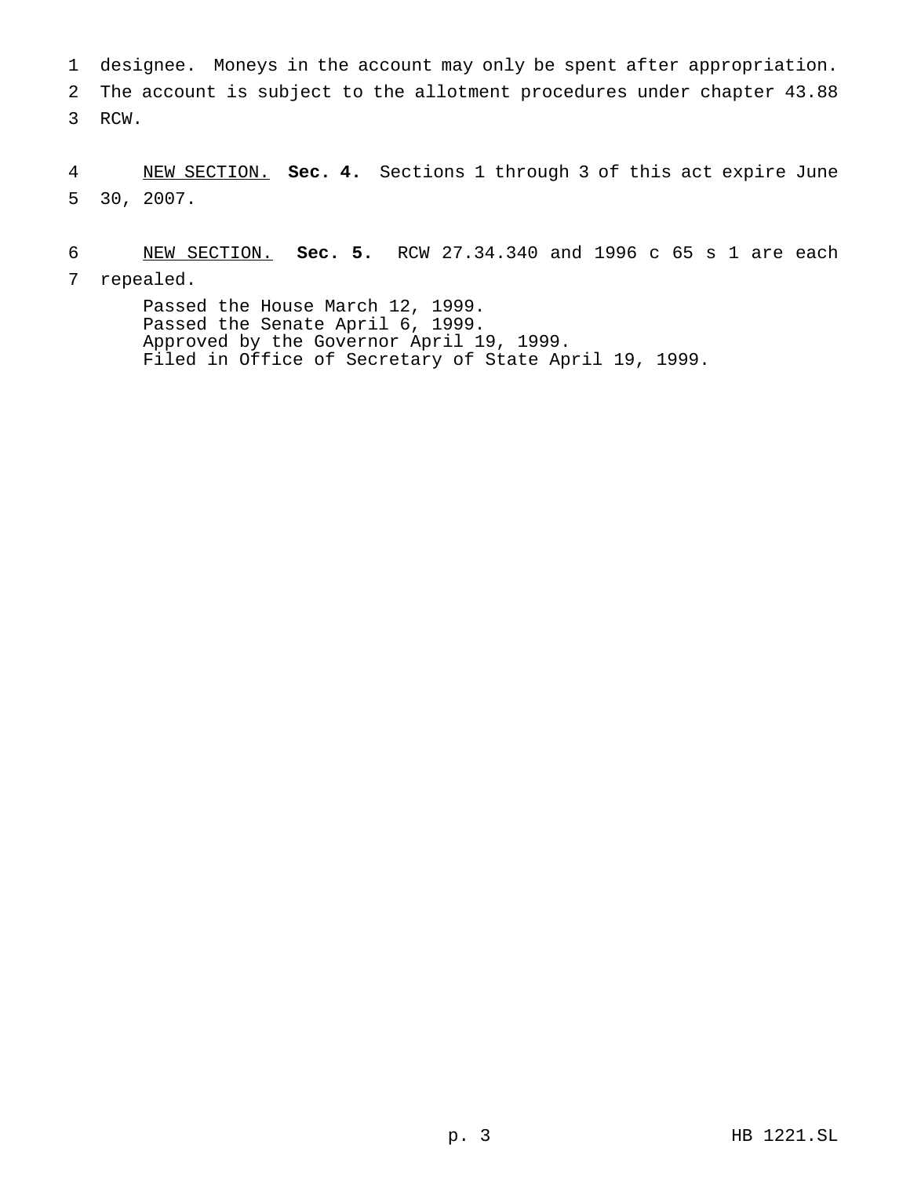designee. Moneys in the account may only be spent after appropriation. The account is subject to the allotment procedures under chapter 43.88 RCW.

NEW SECTION. **Sec. 4.** Sections 1 through 3 of this act expire June 30, 2007.

NEW SECTION. **Sec. 5.** RCW 27.34.340 and 1996 c 65 s 1 are each repealed.

Passed the House March 12, 1999.
Passed the Senate April 6, 1999.
Approved by the Governor April 19, 1999.
Filed in Office of Secretary of State April 19, 1999.